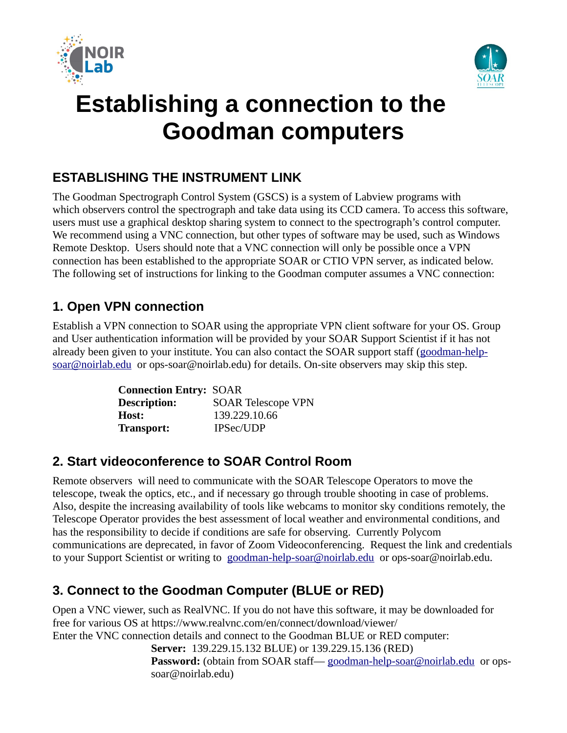# Establishing a connection to the Goodman computers

## ESTABLISHING THE INSTRUMENT LINK

The Goodman Spectrograph Control System (GSCS) is a system of Labview programs with which observers control the spectrograph and take data using its CCD camera. To access this software, users must use a graphical desktop sharing system to connect to the spectrograph's control computer. We recommend using a VNC connection, but other types of software may be used, such as Windows Remote Desktop. Users should note that a VNC connection will only be possible once a VPN connection has been established to the appropriate SOAR or CTIO VPN server, as indicated below. The following set of instructions for linking to the Goodman computer assumes a VNC connection:

## 1. Open VPN connection

Establish a VPN connection to SOAR using the appropriate VPN client software for your OS. Group and User authentication information will be provided by your SOAR Support Scientist if it has not already been given to your institute. You can also contact the SOAR support staff (goodman-help-soar@noirlab.edu or ops-soar@noirlab.edu) for details. On-site observers may skip this step.

**Connection Entry:** SOAR
**Description:** SOAR Telescope VPN
**Host:** 139.229.10.66
**Transport:** IPSec/UDP

## 2. Start videoconference to SOAR Control Room

Remote observers will need to communicate with the SOAR Telescope Operators to move the telescope, tweak the optics, etc., and if necessary go through trouble shooting in case of problems. Also, despite the increasing availability of tools like webcams to monitor sky conditions remotely, the Telescope Operator provides the best assessment of local weather and environmental conditions, and has the responsibility to decide if conditions are safe for observing. Currently Polycom communications are deprecated, in favor of Zoom Videoconferencing. Request the link and credentials to your Support Scientist or writing to goodman-help-soar@noirlab.edu or ops-soar@noirlab.edu.

## 3. Connect to the Goodman Computer (BLUE or RED)

Open a VNC viewer, such as RealVNC. If you do not have this software, it may be downloaded for free for various OS at https://www.realvnc.com/en/connect/download/viewer/
Enter the VNC connection details and connect to the Goodman BLUE or RED computer:

**Server:** 139.229.15.132 BLUE) or 139.229.15.136 (RED)
**Password:** (obtain from SOAR staff— goodman-help-soar@noirlab.edu or ops-soar@noirlab.edu)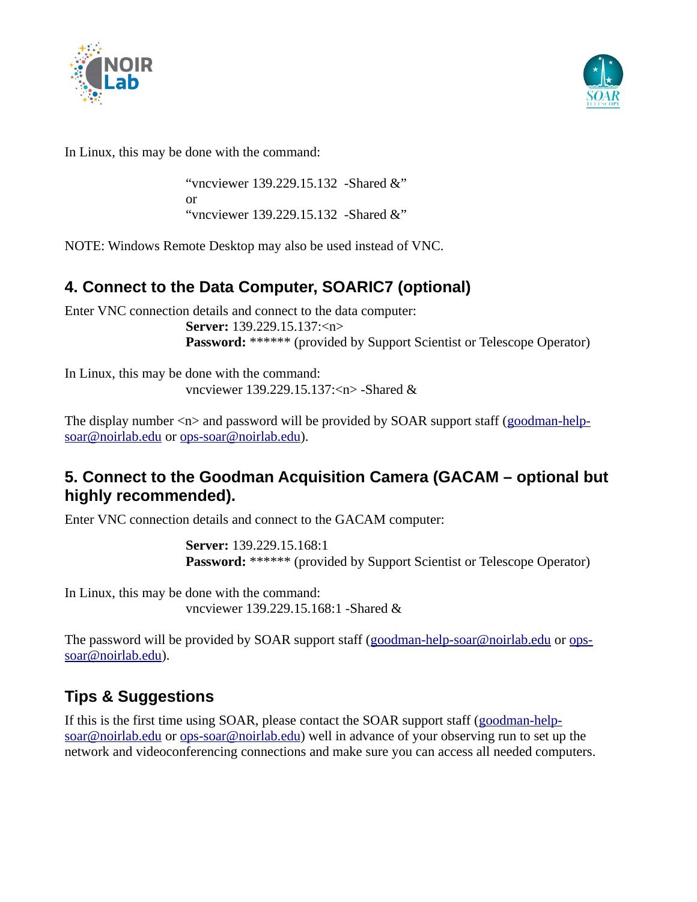In Linux, this may be done with the command:

“vncviewer 139.229.15.132 -Shared &”
or
“vncviewer 139.229.15.132 -Shared &”

NOTE: Windows Remote Desktop may also be used instead of VNC.

## 4. Connect to the Data Computer, SOARIC7 (optional)

Enter VNC connection details and connect to the data computer:

**Server:** 139.229.15.137:<n>
**Password:** ****** (provided by Support Scientist or Telescope Operator)

In Linux, this may be done with the command:

vncviewer 139.229.15.137:<n> -Shared &

The display number <n> and password will be provided by SOAR support staff (goodman-help-soar@noirlab.edu or ops-soar@noirlab.edu).

## 5. Connect to the Goodman Acquisition Camera (GACAM – optional but highly recommended).

Enter VNC connection details and connect to the GACAM computer:

**Server:** 139.229.15.168:1
**Password:** ****** (provided by Support Scientist or Telescope Operator)

In Linux, this may be done with the command:

vncviewer 139.229.15.168:1 -Shared &

The password will be provided by SOAR support staff (goodman-help-soar@noirlab.edu or ops-soar@noirlab.edu).

## Tips & Suggestions

If this is the first time using SOAR, please contact the SOAR support staff (goodman-help-soar@noirlab.edu or ops-soar@noirlab.edu) well in advance of your observing run to set up the network and videoconferencing connections and make sure you can access all needed computers.